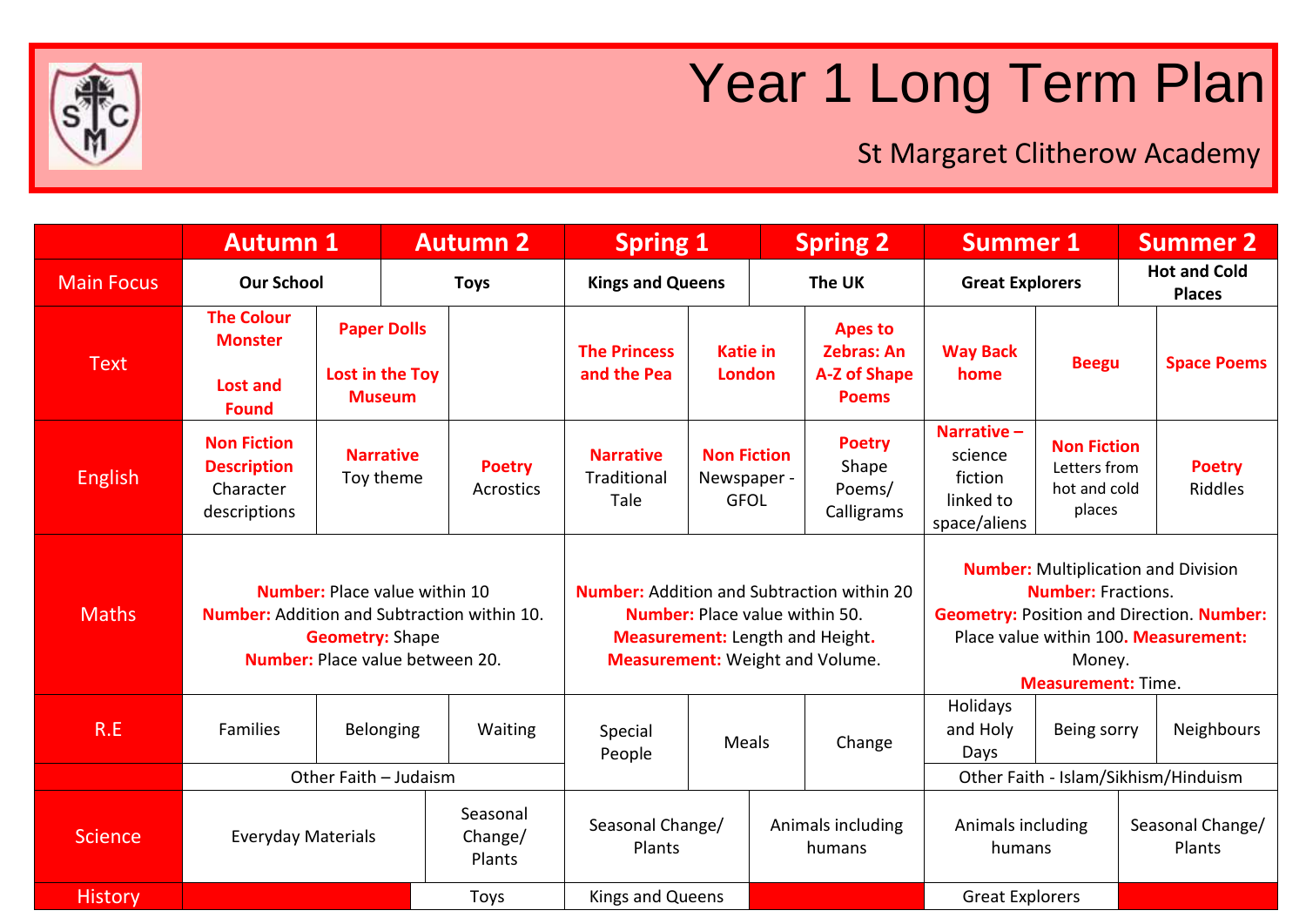# Year 1 Long Term Plan

## St Margaret Clitherow Academy

| | Autumn 1 | | | Autumn 2 | Spring 1 | | Spring 2 | Summer 1 | | Summer 2 |
|---|---|---|---|---|---|---|---|---|---|---|
| Main Focus | Our School | | Toys | | Kings and Queens | | The UK | Great Explorers | | Hot and Cold Places |
| Text | The Colour Monster<br><br>Lost and Found | Paper Dolls<br><br>Lost in the Toy Museum | | | The Princess and the Pea | Katie in London | Apes to Zebras: An A-Z of Shape Poems | Way Back home | Beegu | Space Poems |
| English | **Non Fiction Description** Character descriptions | **Narrative** Toy theme | **Poetry** Acrostics | | **Narrative** Traditional Tale | **Non Fiction** Newspaper - GFOL | **Poetry** Shape Poems/ Calligrams | **Narrative –** science fiction linked to space/aliens | **Non Fiction** Letters from hot and cold places | **Poetry** Riddles |
| Maths | **Number:** Place value within 10<br>**Number:** Addition and Subtraction within 10.<br>**Geometry:** Shape<br>**Number:** Place value between 20. | | | | **Number:** Addition and Subtraction within 20<br>**Number:** Place value within 50.<br>**Measurement:** Length and Height.<br>**Measurement:** Weight and Volume. | | | **Number:** Multiplication and Division<br>**Number:** Fractions.<br>**Geometry:** Position and Direction. **Number:** Place value within 100. **Measurement:** Money.<br>**Measurement:** Time. | | |
| R.E | Families | Belonging | Waiting | | Special People | Meals | Change | Holidays and Holy Days | Being sorry | Neighbours |
| | Other Faith – Judaism | | | | | | | Other Faith - Islam/Sikhism/Hinduism | | |
| Science | Everyday Materials | | Seasonal Change/ Plants | | Seasonal Change/ Plants | | Animals including humans | Animals including humans | | Seasonal Change/ Plants |
| History | | | Toys | | Kings and Queens | | | Great Explorers | | |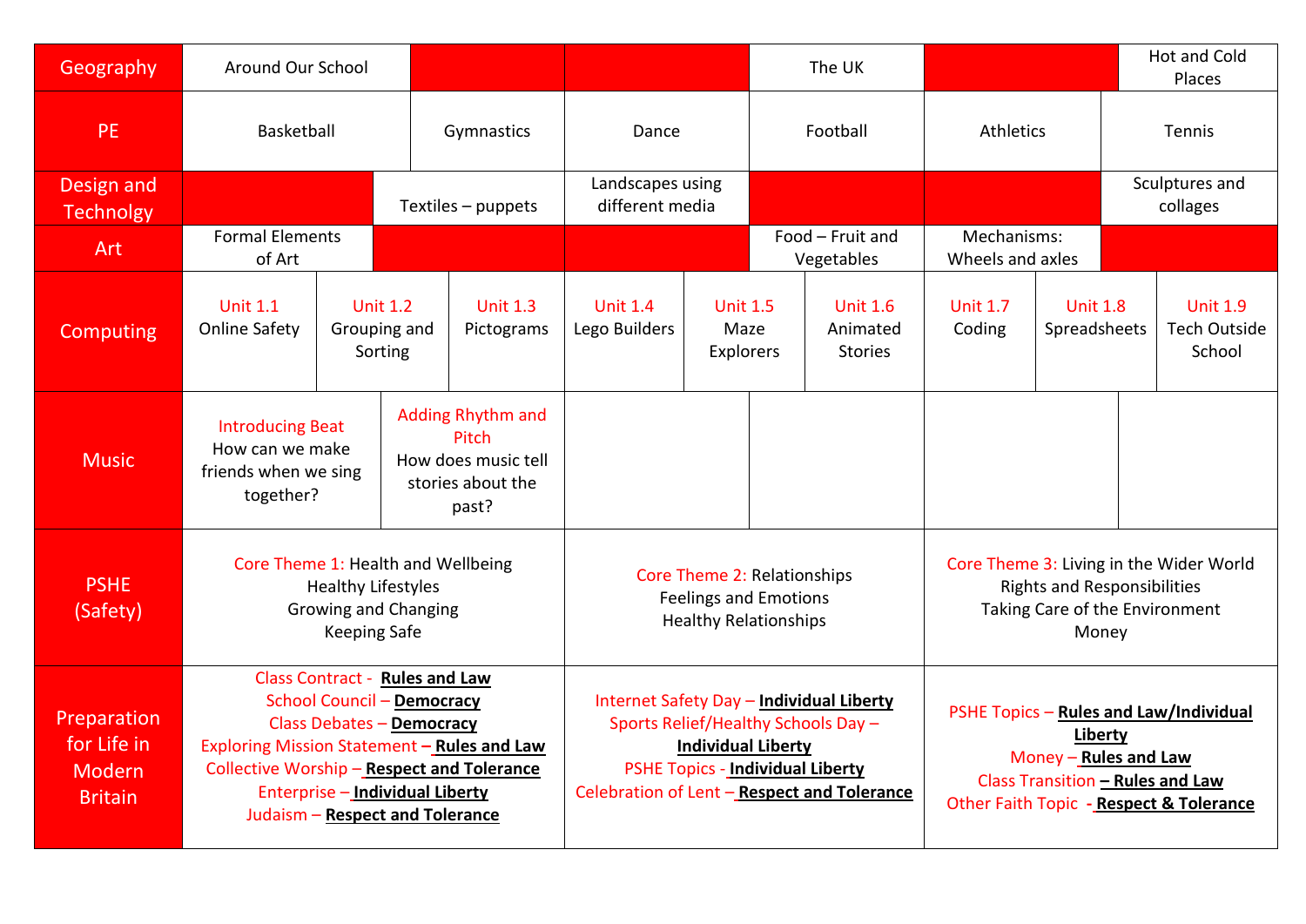| Geography | Around Our School | | | The UK | | Hot and Cold Places |
|---|---|---|---|---|---|---|
| PE | Basketball | Gymnastics | Dance | Football | Athletics | Tennis |
| Design and Technolgy | | Textiles – puppets | Landscapes using different media | | | Sculptures and collages |
| Art | Formal Elements of Art | | | Food – Fruit and Vegetables | Mechanisms: Wheels and axles | |
| Computing | Unit 1.1 Online Safety<br>Unit 1.2 Grouping and Sorting | Unit 1.3 Pictograms | Unit 1.4 Lego Builders<br>Unit 1.5 Maze Explorers | Unit 1.6 Animated Stories | Unit 1.7 Coding<br>Unit 1.8 Spreadsheets | Unit 1.9 Tech Outside School |
| Music | Introducing Beat<br>How can we make friends when we sing together? | Adding Rhythm and Pitch<br>How does music tell stories about the past? | | | | |
| PSHE (Safety) | Core Theme 1: Health and Wellbeing<br>Healthy Lifestyles<br>Growing and Changing<br>Keeping Safe | | Core Theme 2: Relationships<br>Feelings and Emotions<br>Healthy Relationships | | Core Theme 3: Living in the Wider World<br>Rights and Responsibilities<br>Taking Care of the Environment<br>Money | |
| Preparation for Life in Modern Britain | Class Contract - **Rules and Law**<br>School Council – **Democracy**<br>Class Debates – **Democracy**<br>Exploring Mission Statement – **Rules and Law**<br>Collective Worship – **Respect and Tolerance**<br>Enterprise – **Individual Liberty**<br>Judaism – **Respect and Tolerance** | | Internet Safety Day – **Individual Liberty**<br>Sports Relief/Healthy Schools Day – **Individual Liberty**<br>PSHE Topics - **Individual Liberty**<br>Celebration of Lent – **Respect and Tolerance** | | PSHE Topics – **Rules and Law/Individual Liberty**<br>Money – **Rules and Law**<br>Class Transition – **Rules and Law**<br>Other Faith Topic - **Respect & Tolerance** | |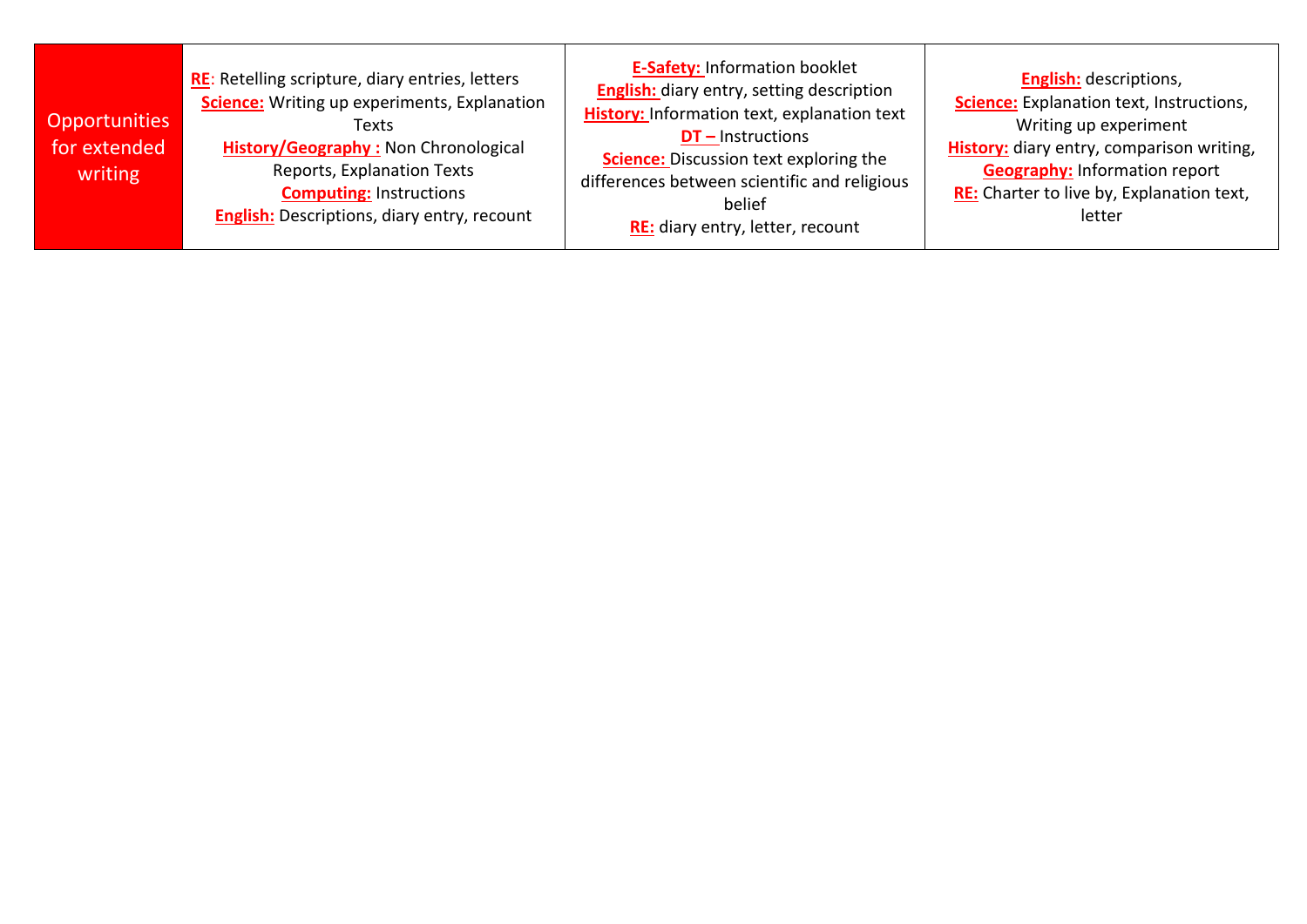| | | | |
|---|---|---|---|
| Opportunities for extended writing | **RE**: Retelling scripture, diary entries, letters<br>**Science:** Writing up experiments, Explanation Texts<br>**History/Geography :** Non Chronological Reports, Explanation Texts<br>**Computing:** Instructions<br>**English:** Descriptions, diary entry, recount | **E-Safety:** Information booklet<br>**English:** diary entry, setting description<br>**History:** Information text, explanation text<br>**DT –** Instructions<br>**Science:** Discussion text exploring the differences between scientific and religious belief<br>**RE:** diary entry, letter, recount | **English:** descriptions,<br>**Science:** Explanation text, Instructions, Writing up experiment<br>**History:** diary entry, comparison writing,<br>**Geography:** Information report<br>**RE:** Charter to live by, Explanation text, letter |